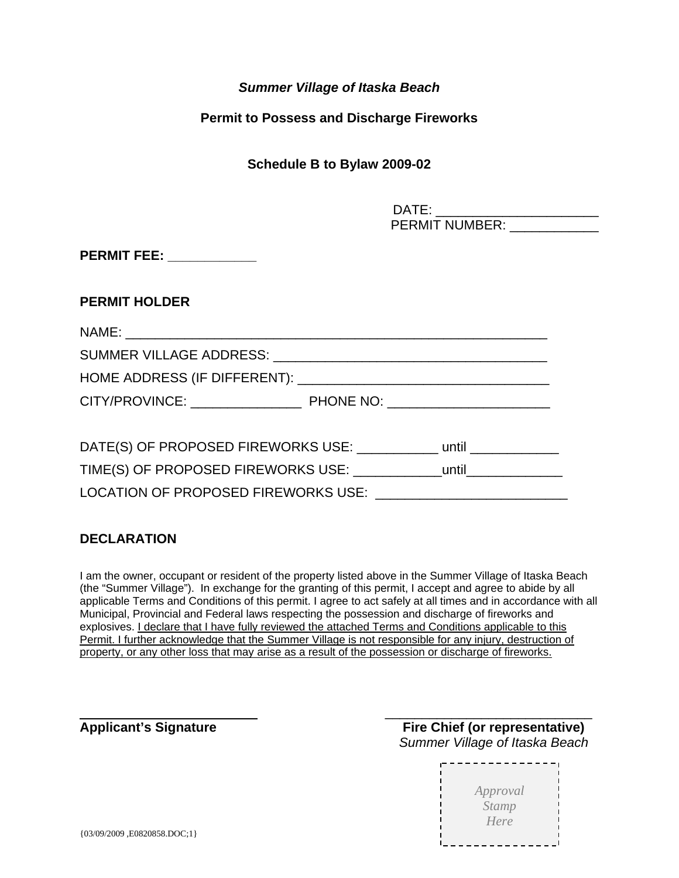***Summer Village of Itaska Beach***

**Permit to Possess and Discharge Fireworks**

**Schedule B to Bylaw 2009-02**

DATE: ______________________
PERMIT NUMBER: ____________

**PERMIT FEE: ____________**

**PERMIT HOLDER**

NAME: ___________________________________________________________

SUMMER VILLAGE ADDRESS: ______________________________________

HOME ADDRESS (IF DIFFERENT): __________________________________

CITY/PROVINCE: _______________ PHONE NO: ______________________

DATE(S) OF PROPOSED FIREWORKS USE: ___________ until ____________

TIME(S) OF PROPOSED FIREWORKS USE: ____________until_____________

LOCATION OF PROPOSED FIREWORKS USE: __________________________

**DECLARATION**

I am the owner, occupant or resident of the property listed above in the Summer Village of Itaska Beach (the "Summer Village"). In exchange for the granting of this permit, I accept and agree to abide by all applicable Terms and Conditions of this permit. I agree to act safely at all times and in accordance with all Municipal, Provincial and Federal laws respecting the possession and discharge of fireworks and explosives. <u>I declare that I have fully reviewed the attached Terms and Conditions applicable to this Permit. I further acknowledge that the Summer Village is not responsible for any injury, destruction of property, or any other loss that may arise as a result of the possession or discharge of fireworks.</u>

_________________________
**Applicant's Signature**

_____________________________
**Fire Chief (or representative)**
*Summer Village of Itaska Beach*

*Approval Stamp Here*

{03/09/2009 ,E0820858.DOC;1}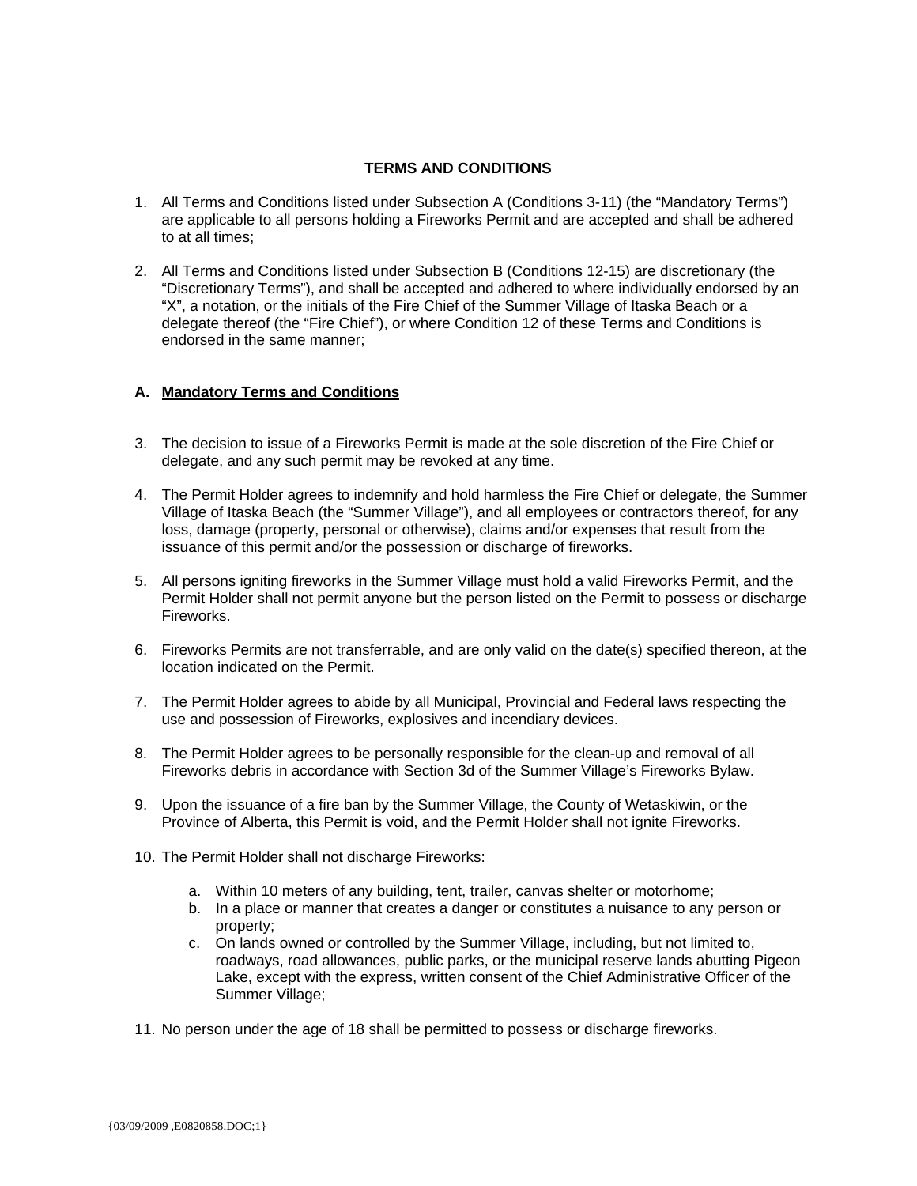**TERMS AND CONDITIONS**

1. All Terms and Conditions listed under Subsection A (Conditions 3-11) (the "Mandatory Terms") are applicable to all persons holding a Fireworks Permit and are accepted and shall be adhered to at all times;

2. All Terms and Conditions listed under Subsection B (Conditions 12-15) are discretionary (the "Discretionary Terms"), and shall be accepted and adhered to where individually endorsed by an "X", a notation, or the initials of the Fire Chief of the Summer Village of Itaska Beach or a delegate thereof (the "Fire Chief"), or where Condition 12 of these Terms and Conditions is endorsed in the same manner;

## A. Mandatory Terms and Conditions

3. The decision to issue of a Fireworks Permit is made at the sole discretion of the Fire Chief or delegate, and any such permit may be revoked at any time.

4. The Permit Holder agrees to indemnify and hold harmless the Fire Chief or delegate, the Summer Village of Itaska Beach (the "Summer Village"), and all employees or contractors thereof, for any loss, damage (property, personal or otherwise), claims and/or expenses that result from the issuance of this permit and/or the possession or discharge of fireworks.

5. All persons igniting fireworks in the Summer Village must hold a valid Fireworks Permit, and the Permit Holder shall not permit anyone but the person listed on the Permit to possess or discharge Fireworks.

6. Fireworks Permits are not transferrable, and are only valid on the date(s) specified thereon, at the location indicated on the Permit.

7. The Permit Holder agrees to abide by all Municipal, Provincial and Federal laws respecting the use and possession of Fireworks, explosives and incendiary devices.

8. The Permit Holder agrees to be personally responsible for the clean-up and removal of all Fireworks debris in accordance with Section 3d of the Summer Village's Fireworks Bylaw.

9. Upon the issuance of a fire ban by the Summer Village, the County of Wetaskiwin, or the Province of Alberta, this Permit is void, and the Permit Holder shall not ignite Fireworks.

10. The Permit Holder shall not discharge Fireworks:

    a. Within 10 meters of any building, tent, trailer, canvas shelter or motorhome;
    b. In a place or manner that creates a danger or constitutes a nuisance to any person or property;
    c. On lands owned or controlled by the Summer Village, including, but not limited to, roadways, road allowances, public parks, or the municipal reserve lands abutting Pigeon Lake, except with the express, written consent of the Chief Administrative Officer of the Summer Village;

11. No person under the age of 18 shall be permitted to possess or discharge fireworks.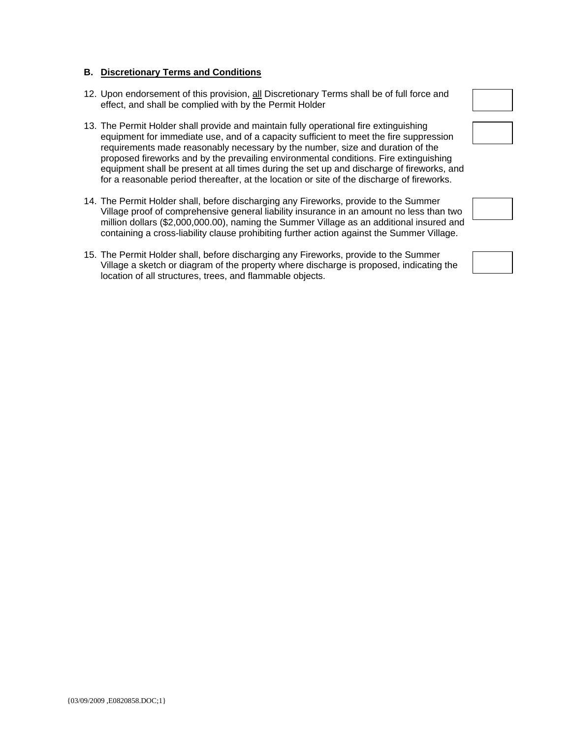## B. <u>Discretionary Terms and Conditions</u>

12. Upon endorsement of this provision, <u>all</u> Discretionary Terms shall be of full force and effect, and shall be complied with by the Permit Holder

13. The Permit Holder shall provide and maintain fully operational fire extinguishing equipment for immediate use, and of a capacity sufficient to meet the fire suppression requirements made reasonably necessary by the number, size and duration of the proposed fireworks and by the prevailing environmental conditions. Fire extinguishing equipment shall be present at all times during the set up and discharge of fireworks, and for a reasonable period thereafter, at the location or site of the discharge of fireworks.

14. The Permit Holder shall, before discharging any Fireworks, provide to the Summer Village proof of comprehensive general liability insurance in an amount no less than two million dollars ($2,000,000.00), naming the Summer Village as an additional insured and containing a cross-liability clause prohibiting further action against the Summer Village.

15. The Permit Holder shall, before discharging any Fireworks, provide to the Summer Village a sketch or diagram of the property where discharge is proposed, indicating the location of all structures, trees, and flammable objects.

{03/09/2009 ,E0820858.DOC;1}